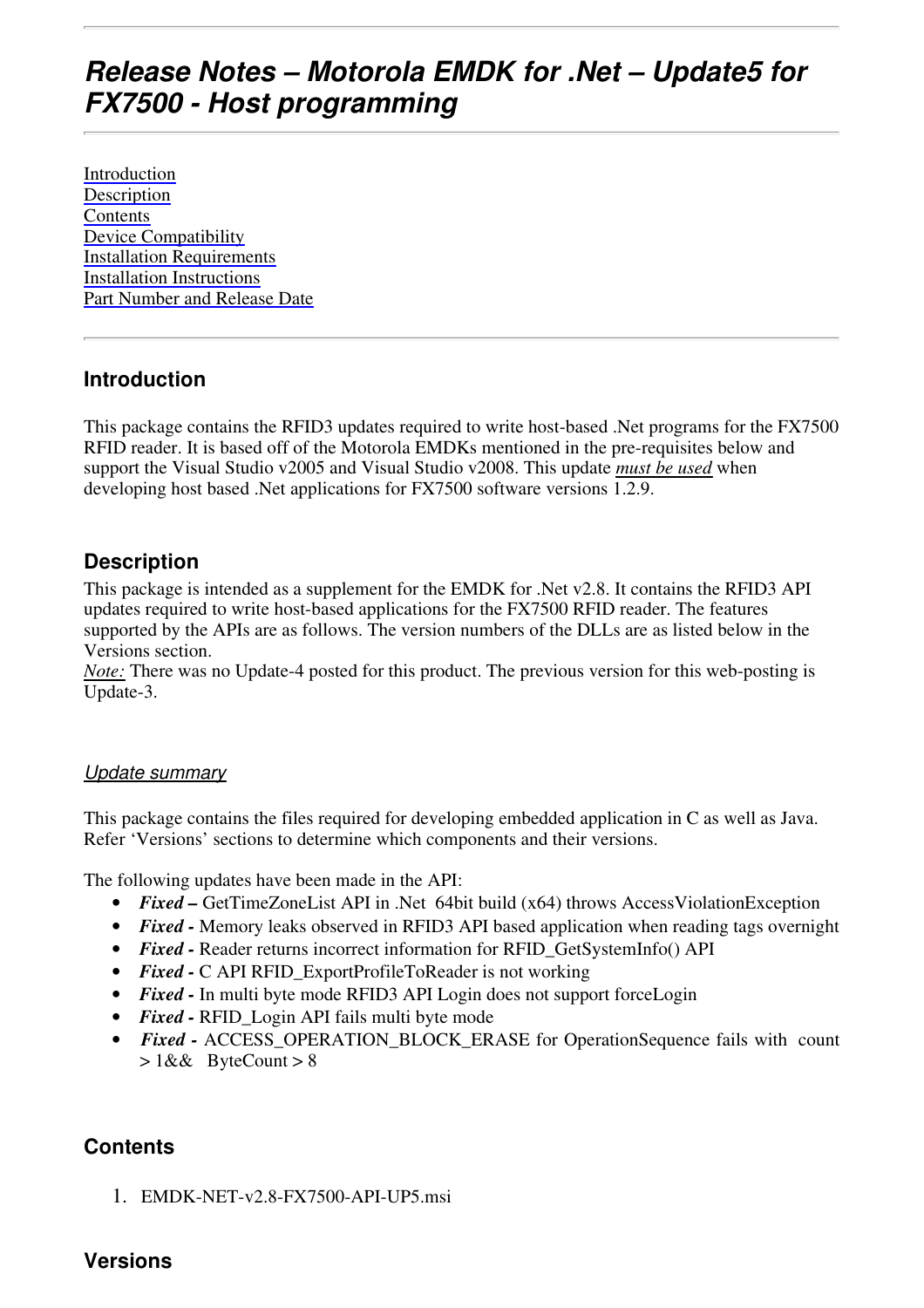# Release Notes – Motorola EMDK for .Net – Update5 for FX7500 - Host programming

[Introduction](#introduction)
[Description](#description)
[Contents](#contents)
[Device Compatibility](#device-compatibility)
[Installation Requirements](#installation-requirements)
[Installation Instructions](#installation-instructions)
[Part Number and Release Date](#part-number-and-release-date)

---

## Introduction

This package contains the RFID3 updates required to write host-based .Net programs for the FX7500 RFID reader. It is based off of the Motorola EMDKs mentioned in the pre-requisites below and support the Visual Studio v2005 and Visual Studio v2008. This update ***must be used*** when developing host based .Net applications for FX7500 software versions 1.2.9.

## Description

This package is intended as a supplement for the EMDK for .Net v2.8. It contains the RFID3 API updates required to write host-based applications for the FX7500 RFID reader. The features supported by the APIs are as follows. The version numbers of the DLLs are as listed below in the Versions section.
*Note:* There was no Update-4 posted for this product. The previous version for this web-posting is Update-3.

### *Update summary*

This package contains the files required for developing embedded application in C as well as Java. Refer 'Versions' sections to determine which components and their versions.

The following updates have been made in the API:

- ***Fixed –*** GetTimeZoneList API in .Net 64bit build (x64) throws AccessViolationException
- ***Fixed -*** Memory leaks observed in RFID3 API based application when reading tags overnight
- ***Fixed -*** Reader returns incorrect information for RFID_GetSystemInfo() API
- ***Fixed -*** C API RFID_ExportProfileToReader is not working
- ***Fixed -*** In multi byte mode RFID3 API Login does not support forceLogin
- ***Fixed -*** RFID_Login API fails multi byte mode
- ***Fixed -*** ACCESS_OPERATION_BLOCK_ERASE for OperationSequence fails with count > 1&& ByteCount > 8

## Contents

1. EMDK-NET-v2.8-FX7500-API-UP5.msi

## Versions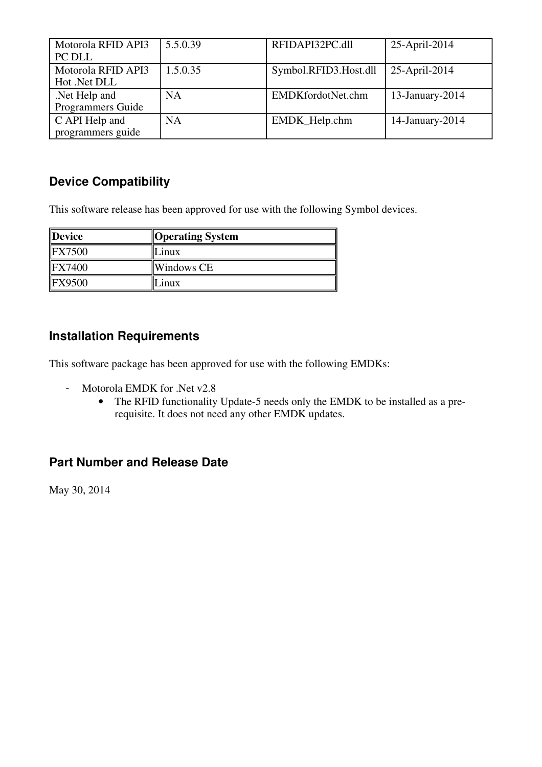| | | | |
|---|---|---|---|
| Motorola RFID API3 PC DLL | 5.5.0.39 | RFIDAPI32PC.dll | 25-April-2014 |
| Motorola RFID API3 Hot .Net DLL | 1.5.0.35 | Symbol.RFID3.Host.dll | 25-April-2014 |
| .Net Help and Programmers Guide | NA | EMDKfordotNet.chm | 13-January-2014 |
| C API Help and programmers guide | NA | EMDK_Help.chm | 14-January-2014 |

## Device Compatibility

This software release has been approved for use with the following Symbol devices.

| Device | Operating System |
|---|---|
| FX7500 | Linux |
| FX7400 | Windows CE |
| FX9500 | Linux |

## Installation Requirements

This software package has been approved for use with the following EMDKs:

- Motorola EMDK for .Net v2.8
  - The RFID functionality Update-5 needs only the EMDK to be installed as a pre-requisite. It does not need any other EMDK updates.

## Part Number and Release Date

May 30, 2014